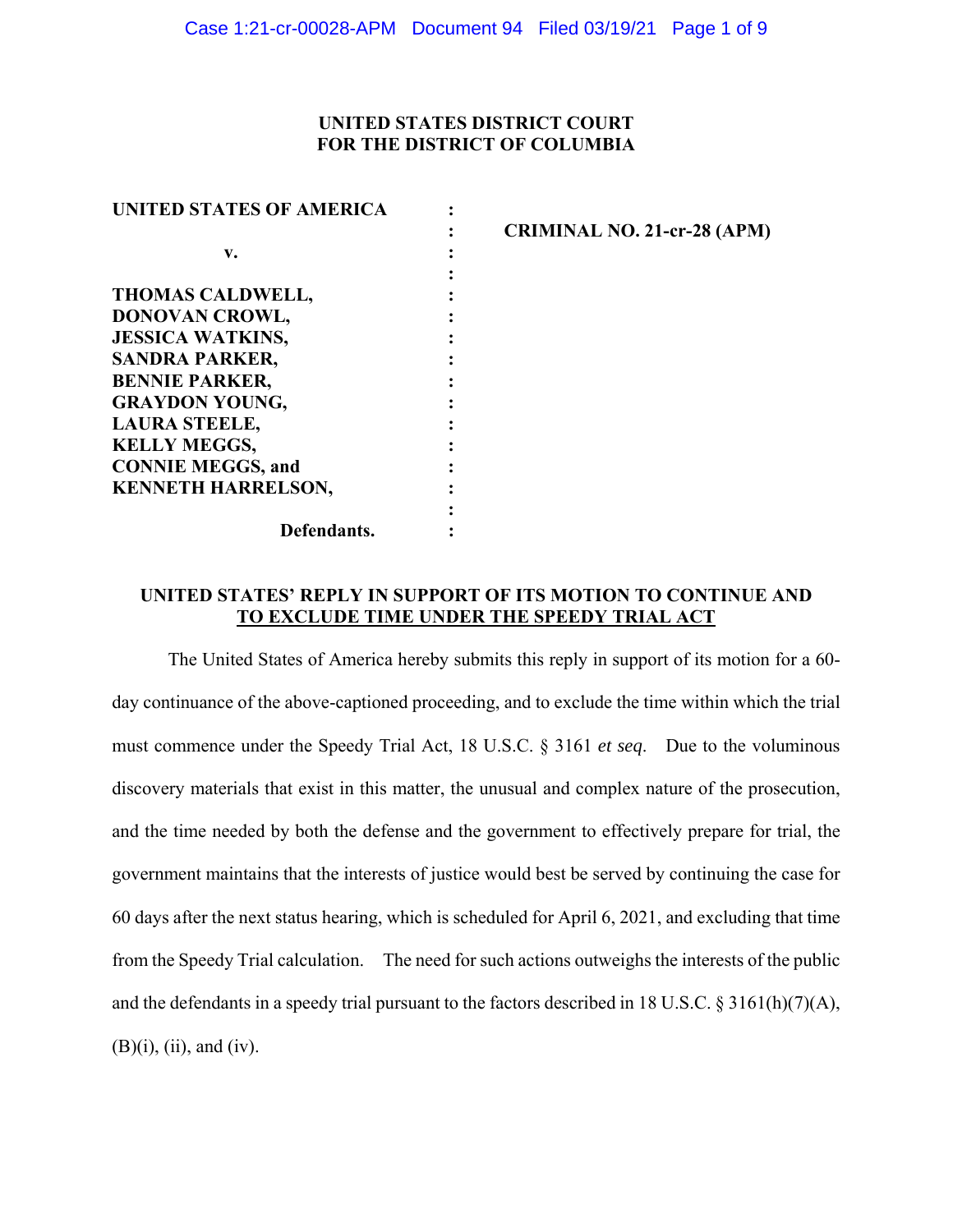**UNITED STATES DISTRICT COURT**
**FOR THE DISTRICT OF COLUMBIA**

| | | |
|---|---|---|
| **UNITED STATES OF AMERICA** | : | |
| | : | **CRIMINAL NO. 21-cr-28 (APM)** |
| **v.** | : | |
| | : | |
| **THOMAS CALDWELL,** | : | |
| **DONOVAN CROWL,** | : | |
| **JESSICA WATKINS,** | : | |
| **SANDRA PARKER,** | : | |
| **BENNIE PARKER,** | : | |
| **GRAYDON YOUNG,** | : | |
| **LAURA STEELE,** | : | |
| **KELLY MEGGS,** | : | |
| **CONNIE MEGGS, and** | : | |
| **KENNETH HARRELSON,** | : | |
| | : | |
| **Defendants.** | : | |

**UNITED STATES' REPLY IN SUPPORT OF ITS MOTION TO CONTINUE AND TO EXCLUDE TIME UNDER THE SPEEDY TRIAL ACT**

The United States of America hereby submits this reply in support of its motion for a 60-day continuance of the above-captioned proceeding, and to exclude the time within which the trial must commence under the Speedy Trial Act, 18 U.S.C. § 3161 *et seq*. Due to the voluminous discovery materials that exist in this matter, the unusual and complex nature of the prosecution, and the time needed by both the defense and the government to effectively prepare for trial, the government maintains that the interests of justice would best be served by continuing the case for 60 days after the next status hearing, which is scheduled for April 6, 2021, and excluding that time from the Speedy Trial calculation. The need for such actions outweighs the interests of the public and the defendants in a speedy trial pursuant to the factors described in 18 U.S.C. § 3161(h)(7)(A), (B)(i), (ii), and (iv).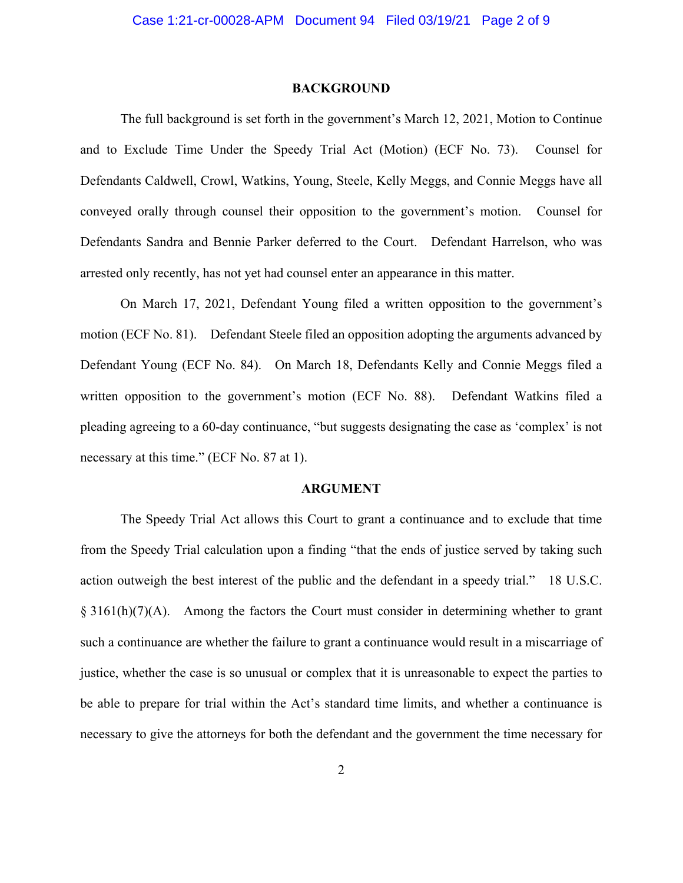## BACKGROUND

The full background is set forth in the government's March 12, 2021, Motion to Continue and to Exclude Time Under the Speedy Trial Act (Motion) (ECF No. 73). Counsel for Defendants Caldwell, Crowl, Watkins, Young, Steele, Kelly Meggs, and Connie Meggs have all conveyed orally through counsel their opposition to the government's motion. Counsel for Defendants Sandra and Bennie Parker deferred to the Court. Defendant Harrelson, who was arrested only recently, has not yet had counsel enter an appearance in this matter.

On March 17, 2021, Defendant Young filed a written opposition to the government's motion (ECF No. 81). Defendant Steele filed an opposition adopting the arguments advanced by Defendant Young (ECF No. 84). On March 18, Defendants Kelly and Connie Meggs filed a written opposition to the government's motion (ECF No. 88). Defendant Watkins filed a pleading agreeing to a 60-day continuance, "but suggests designating the case as 'complex' is not necessary at this time." (ECF No. 87 at 1).

## ARGUMENT

The Speedy Trial Act allows this Court to grant a continuance and to exclude that time from the Speedy Trial calculation upon a finding "that the ends of justice served by taking such action outweigh the best interest of the public and the defendant in a speedy trial." 18 U.S.C. § 3161(h)(7)(A). Among the factors the Court must consider in determining whether to grant such a continuance are whether the failure to grant a continuance would result in a miscarriage of justice, whether the case is so unusual or complex that it is unreasonable to expect the parties to be able to prepare for trial within the Act's standard time limits, and whether a continuance is necessary to give the attorneys for both the defendant and the government the time necessary for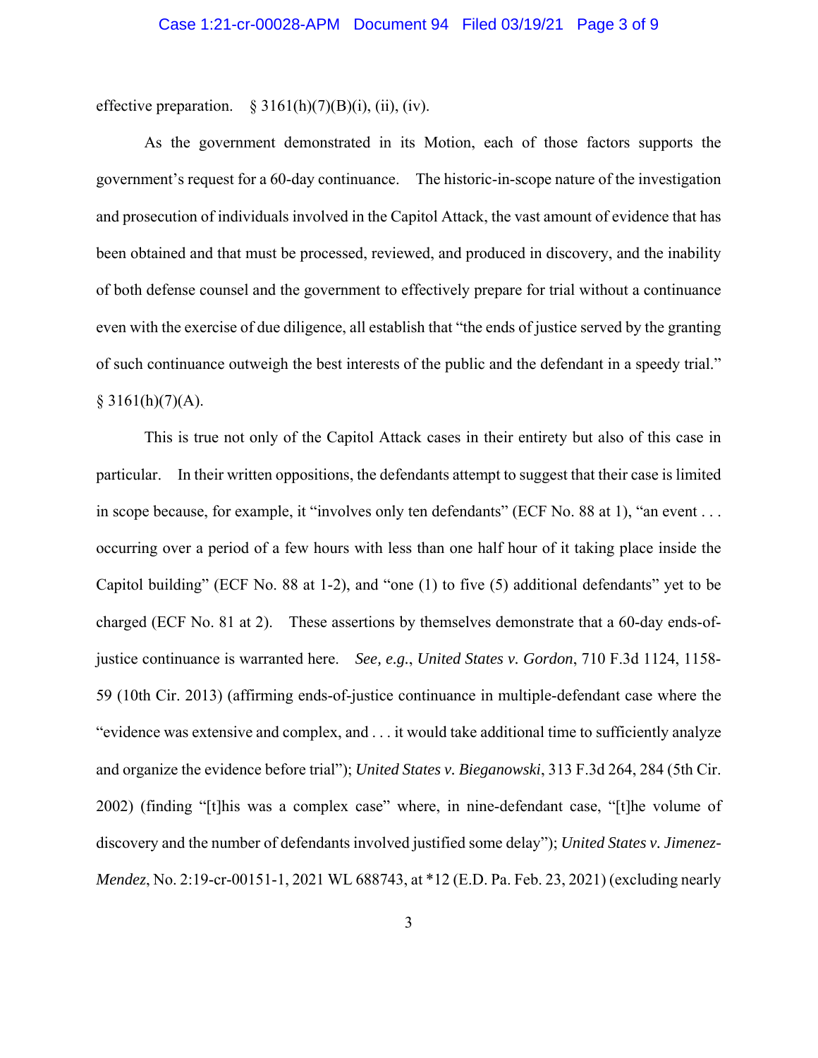effective preparation. § 3161(h)(7)(B)(i), (ii), (iv).

As the government demonstrated in its Motion, each of those factors supports the government's request for a 60-day continuance. The historic-in-scope nature of the investigation and prosecution of individuals involved in the Capitol Attack, the vast amount of evidence that has been obtained and that must be processed, reviewed, and produced in discovery, and the inability of both defense counsel and the government to effectively prepare for trial without a continuance even with the exercise of due diligence, all establish that "the ends of justice served by the granting of such continuance outweigh the best interests of the public and the defendant in a speedy trial." § 3161(h)(7)(A).

This is true not only of the Capitol Attack cases in their entirety but also of this case in particular. In their written oppositions, the defendants attempt to suggest that their case is limited in scope because, for example, it "involves only ten defendants" (ECF No. 88 at 1), "an event . . . occurring over a period of a few hours with less than one half hour of it taking place inside the Capitol building" (ECF No. 88 at 1-2), and "one (1) to five (5) additional defendants" yet to be charged (ECF No. 81 at 2). These assertions by themselves demonstrate that a 60-day ends-of-justice continuance is warranted here. *See, e.g.*, *United States v. Gordon*, 710 F.3d 1124, 1158-59 (10th Cir. 2013) (affirming ends-of-justice continuance in multiple-defendant case where the "evidence was extensive and complex, and . . . it would take additional time to sufficiently analyze and organize the evidence before trial"); *United States v. Bieganowski*, 313 F.3d 264, 284 (5th Cir. 2002) (finding "[t]his was a complex case" where, in nine-defendant case, "[t]he volume of discovery and the number of defendants involved justified some delay"); *United States v. Jimenez-Mendez*, No. 2:19-cr-00151-1, 2021 WL 688743, at *12 (E.D. Pa. Feb. 23, 2021) (excluding nearly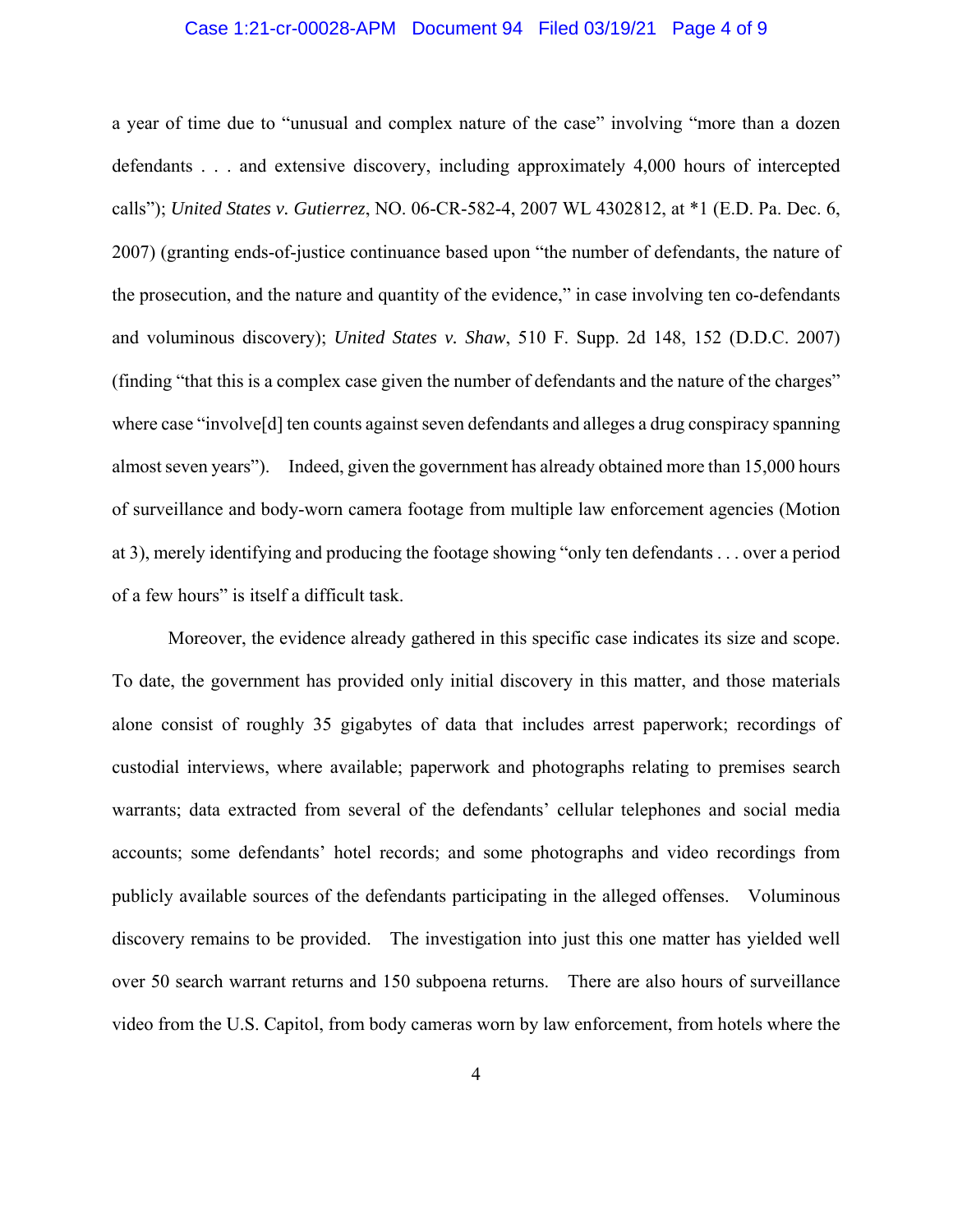a year of time due to "unusual and complex nature of the case" involving "more than a dozen defendants . . . and extensive discovery, including approximately 4,000 hours of intercepted calls"); *United States v. Gutierrez*, NO. 06-CR-582-4, 2007 WL 4302812, at *1 (E.D. Pa. Dec. 6, 2007) (granting ends-of-justice continuance based upon "the number of defendants, the nature of the prosecution, and the nature and quantity of the evidence," in case involving ten co-defendants and voluminous discovery); *United States v. Shaw*, 510 F. Supp. 2d 148, 152 (D.D.C. 2007) (finding "that this is a complex case given the number of defendants and the nature of the charges" where case "involve[d] ten counts against seven defendants and alleges a drug conspiracy spanning almost seven years"). Indeed, given the government has already obtained more than 15,000 hours of surveillance and body-worn camera footage from multiple law enforcement agencies (Motion at 3), merely identifying and producing the footage showing "only ten defendants . . . over a period of a few hours" is itself a difficult task.

Moreover, the evidence already gathered in this specific case indicates its size and scope. To date, the government has provided only initial discovery in this matter, and those materials alone consist of roughly 35 gigabytes of data that includes arrest paperwork; recordings of custodial interviews, where available; paperwork and photographs relating to premises search warrants; data extracted from several of the defendants' cellular telephones and social media accounts; some defendants' hotel records; and some photographs and video recordings from publicly available sources of the defendants participating in the alleged offenses. Voluminous discovery remains to be provided. The investigation into just this one matter has yielded well over 50 search warrant returns and 150 subpoena returns. There are also hours of surveillance video from the U.S. Capitol, from body cameras worn by law enforcement, from hotels where the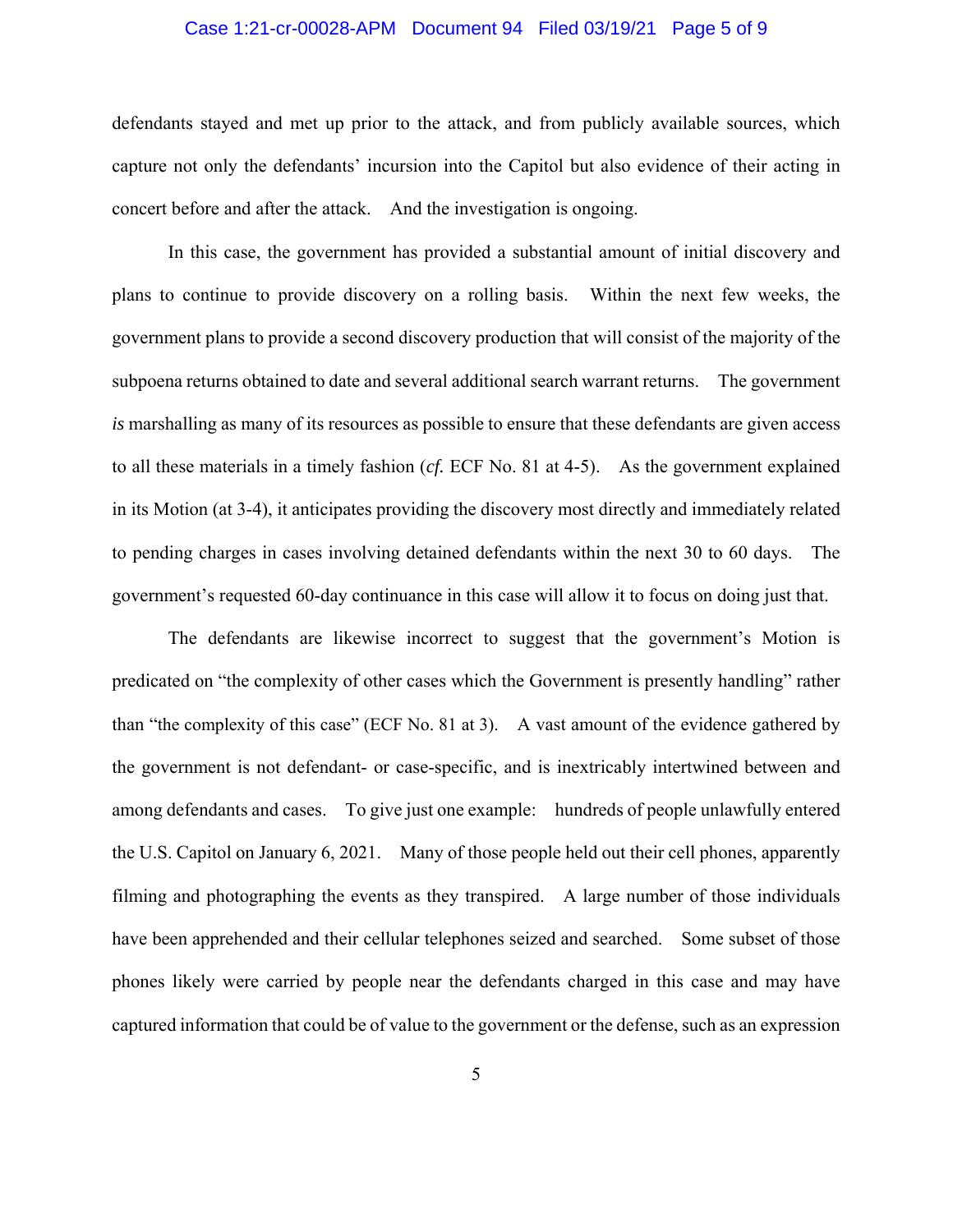defendants stayed and met up prior to the attack, and from publicly available sources, which capture not only the defendants' incursion into the Capitol but also evidence of their acting in concert before and after the attack. And the investigation is ongoing.

In this case, the government has provided a substantial amount of initial discovery and plans to continue to provide discovery on a rolling basis. Within the next few weeks, the government plans to provide a second discovery production that will consist of the majority of the subpoena returns obtained to date and several additional search warrant returns. The government *is* marshalling as many of its resources as possible to ensure that these defendants are given access to all these materials in a timely fashion (*cf.* ECF No. 81 at 4-5). As the government explained in its Motion (at 3-4), it anticipates providing the discovery most directly and immediately related to pending charges in cases involving detained defendants within the next 30 to 60 days. The government's requested 60-day continuance in this case will allow it to focus on doing just that.

The defendants are likewise incorrect to suggest that the government's Motion is predicated on "the complexity of other cases which the Government is presently handling" rather than "the complexity of this case" (ECF No. 81 at 3). A vast amount of the evidence gathered by the government is not defendant- or case-specific, and is inextricably intertwined between and among defendants and cases. To give just one example: hundreds of people unlawfully entered the U.S. Capitol on January 6, 2021. Many of those people held out their cell phones, apparently filming and photographing the events as they transpired. A large number of those individuals have been apprehended and their cellular telephones seized and searched. Some subset of those phones likely were carried by people near the defendants charged in this case and may have captured information that could be of value to the government or the defense, such as an expression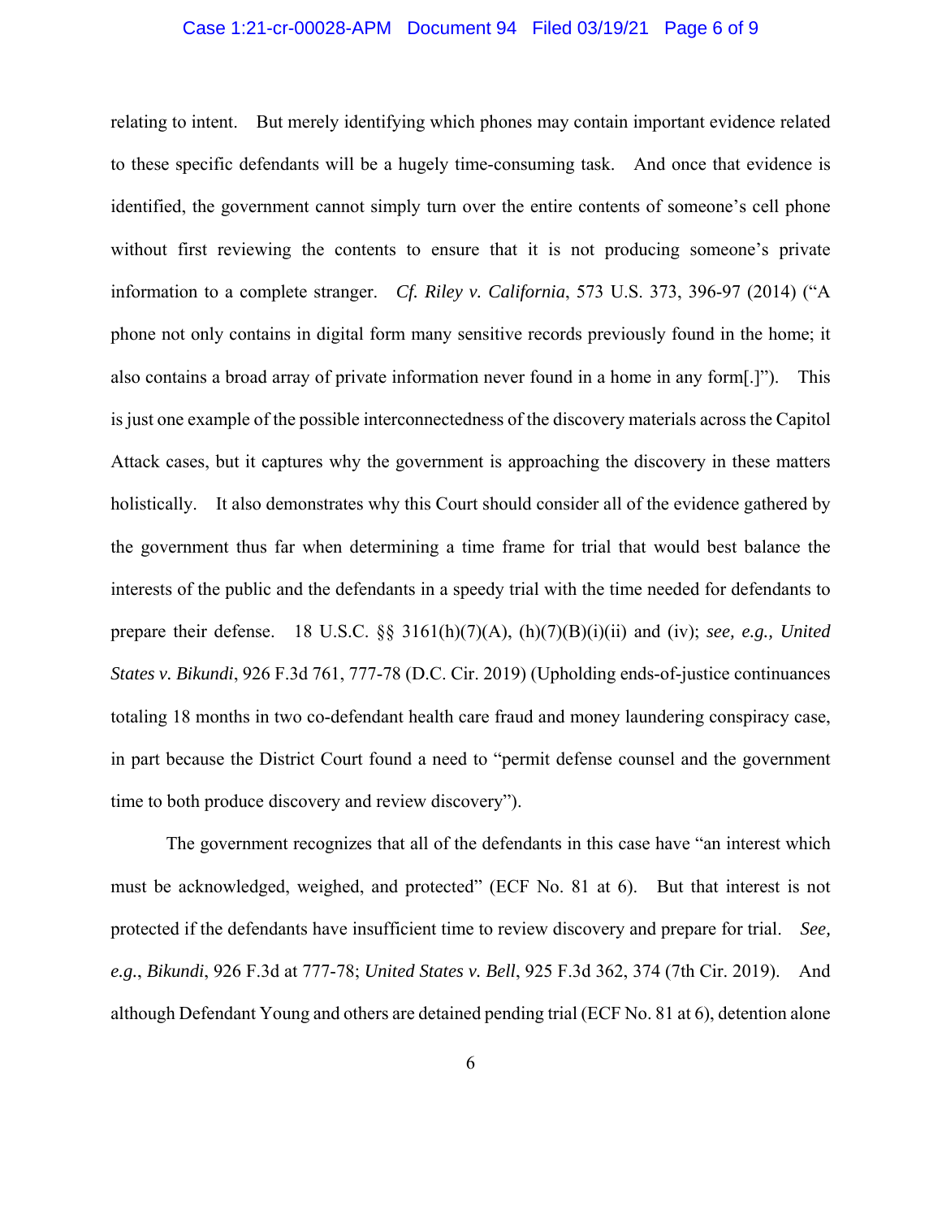relating to intent. But merely identifying which phones may contain important evidence related to these specific defendants will be a hugely time-consuming task. And once that evidence is identified, the government cannot simply turn over the entire contents of someone's cell phone without first reviewing the contents to ensure that it is not producing someone's private information to a complete stranger. *Cf. Riley v. California*, 573 U.S. 373, 396-97 (2014) ("A phone not only contains in digital form many sensitive records previously found in the home; it also contains a broad array of private information never found in a home in any form[.]"). This is just one example of the possible interconnectedness of the discovery materials across the Capitol Attack cases, but it captures why the government is approaching the discovery in these matters holistically. It also demonstrates why this Court should consider all of the evidence gathered by the government thus far when determining a time frame for trial that would best balance the interests of the public and the defendants in a speedy trial with the time needed for defendants to prepare their defense. 18 U.S.C. §§ 3161(h)(7)(A), (h)(7)(B)(i)(ii) and (iv); *see, e.g., United States v. Bikundi*, 926 F.3d 761, 777-78 (D.C. Cir. 2019) (Upholding ends-of-justice continuances totaling 18 months in two co-defendant health care fraud and money laundering conspiracy case, in part because the District Court found a need to "permit defense counsel and the government time to both produce discovery and review discovery").

The government recognizes that all of the defendants in this case have "an interest which must be acknowledged, weighed, and protected" (ECF No. 81 at 6). But that interest is not protected if the defendants have insufficient time to review discovery and prepare for trial. *See, e.g.*, *Bikundi*, 926 F.3d at 777-78; *United States v. Bell*, 925 F.3d 362, 374 (7th Cir. 2019). And although Defendant Young and others are detained pending trial (ECF No. 81 at 6), detention alone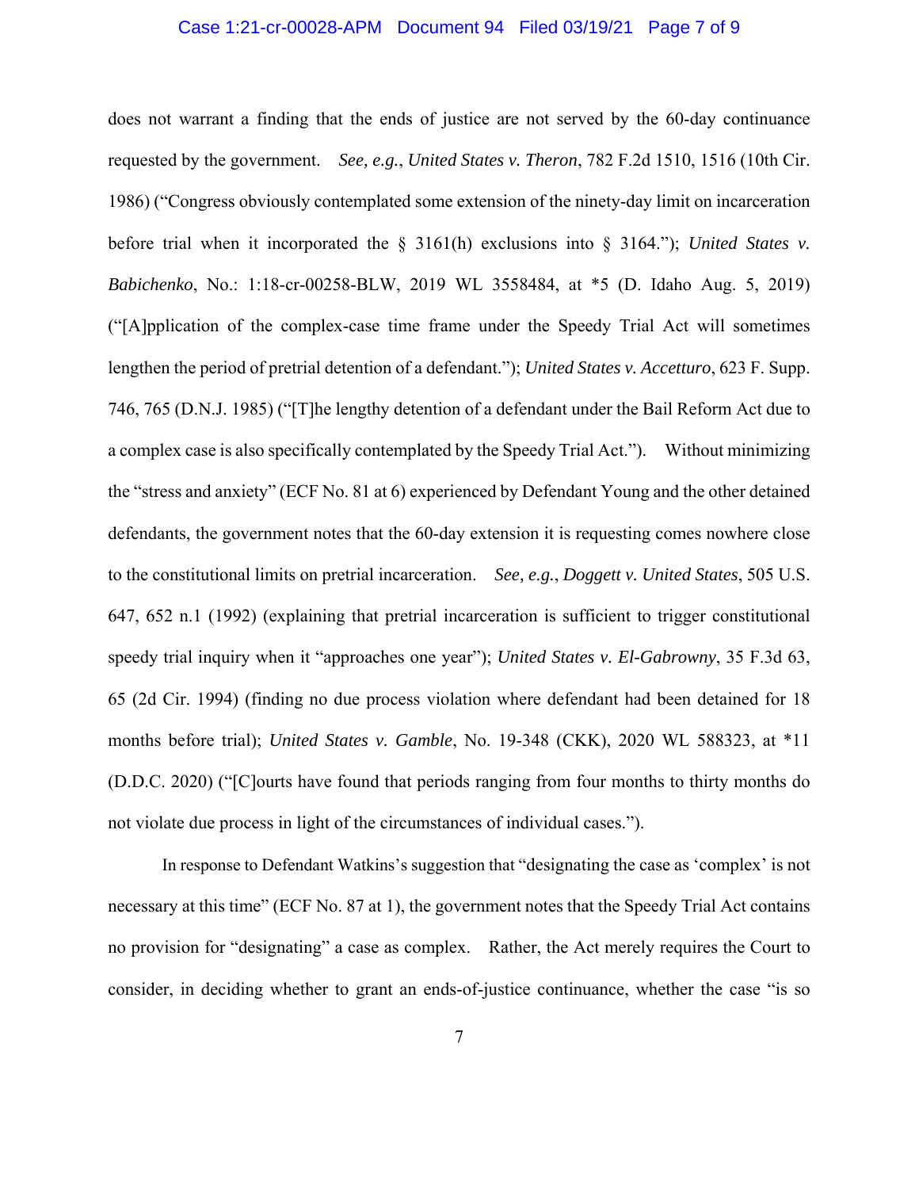does not warrant a finding that the ends of justice are not served by the 60-day continuance requested by the government. *See, e.g.*, *United States v. Theron*, 782 F.2d 1510, 1516 (10th Cir. 1986) ("Congress obviously contemplated some extension of the ninety-day limit on incarceration before trial when it incorporated the § 3161(h) exclusions into § 3164."); *United States v. Babichenko*, No.: 1:18-cr-00258-BLW, 2019 WL 3558484, at *5 (D. Idaho Aug. 5, 2019) ("[A]pplication of the complex-case time frame under the Speedy Trial Act will sometimes lengthen the period of pretrial detention of a defendant."); *United States v. Accetturo*, 623 F. Supp. 746, 765 (D.N.J. 1985) ("[T]he lengthy detention of a defendant under the Bail Reform Act due to a complex case is also specifically contemplated by the Speedy Trial Act."). Without minimizing the "stress and anxiety" (ECF No. 81 at 6) experienced by Defendant Young and the other detained defendants, the government notes that the 60-day extension it is requesting comes nowhere close to the constitutional limits on pretrial incarceration. *See, e.g.*, *Doggett v. United States*, 505 U.S. 647, 652 n.1 (1992) (explaining that pretrial incarceration is sufficient to trigger constitutional speedy trial inquiry when it "approaches one year"); *United States v. El-Gabrowny*, 35 F.3d 63, 65 (2d Cir. 1994) (finding no due process violation where defendant had been detained for 18 months before trial); *United States v. Gamble*, No. 19-348 (CKK), 2020 WL 588323, at *11 (D.D.C. 2020) ("[C]ourts have found that periods ranging from four months to thirty months do not violate due process in light of the circumstances of individual cases.").

In response to Defendant Watkins's suggestion that "designating the case as 'complex' is not necessary at this time" (ECF No. 87 at 1), the government notes that the Speedy Trial Act contains no provision for "designating" a case as complex. Rather, the Act merely requires the Court to consider, in deciding whether to grant an ends-of-justice continuance, whether the case "is so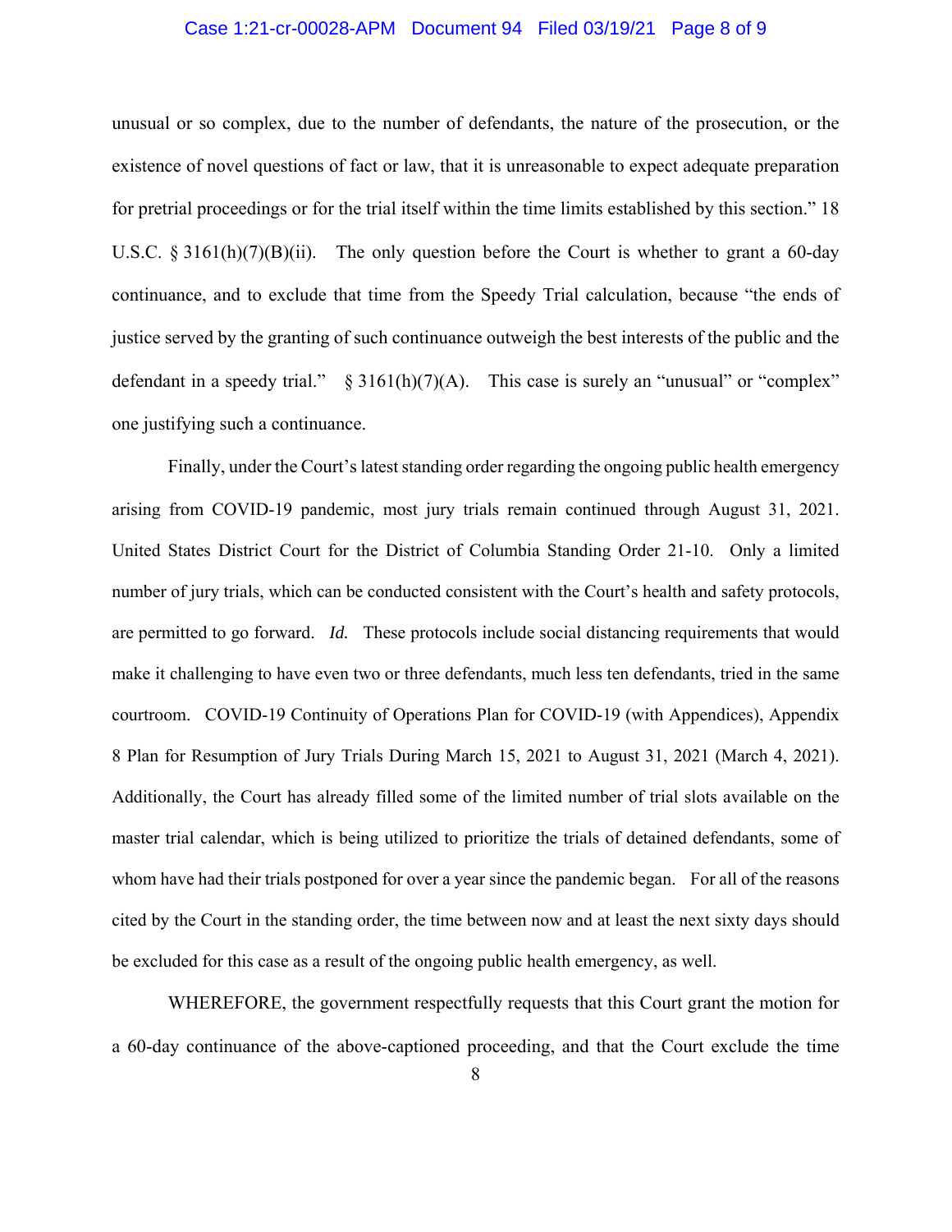unusual or so complex, due to the number of defendants, the nature of the prosecution, or the existence of novel questions of fact or law, that it is unreasonable to expect adequate preparation for pretrial proceedings or for the trial itself within the time limits established by this section." 18 U.S.C. § 3161(h)(7)(B)(ii). The only question before the Court is whether to grant a 60-day continuance, and to exclude that time from the Speedy Trial calculation, because "the ends of justice served by the granting of such continuance outweigh the best interests of the public and the defendant in a speedy trial." § 3161(h)(7)(A). This case is surely an "unusual" or "complex" one justifying such a continuance.

Finally, under the Court's latest standing order regarding the ongoing public health emergency arising from COVID-19 pandemic, most jury trials remain continued through August 31, 2021. United States District Court for the District of Columbia Standing Order 21-10. Only a limited number of jury trials, which can be conducted consistent with the Court's health and safety protocols, are permitted to go forward. *Id.* These protocols include social distancing requirements that would make it challenging to have even two or three defendants, much less ten defendants, tried in the same courtroom. COVID-19 Continuity of Operations Plan for COVID-19 (with Appendices), Appendix 8 Plan for Resumption of Jury Trials During March 15, 2021 to August 31, 2021 (March 4, 2021). Additionally, the Court has already filled some of the limited number of trial slots available on the master trial calendar, which is being utilized to prioritize the trials of detained defendants, some of whom have had their trials postponed for over a year since the pandemic began. For all of the reasons cited by the Court in the standing order, the time between now and at least the next sixty days should be excluded for this case as a result of the ongoing public health emergency, as well.

WHEREFORE, the government respectfully requests that this Court grant the motion for a 60-day continuance of the above-captioned proceeding, and that the Court exclude the time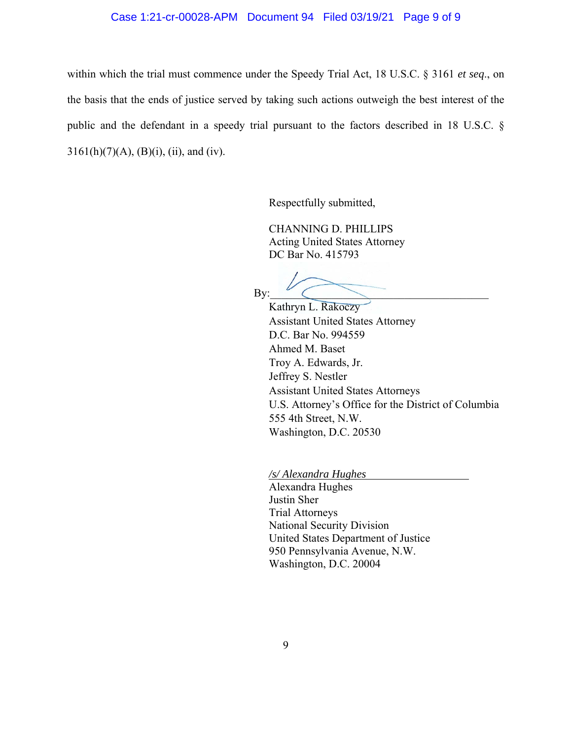within which the trial must commence under the Speedy Trial Act, 18 U.S.C. § 3161 *et seq*., on the basis that the ends of justice served by taking such actions outweigh the best interest of the public and the defendant in a speedy trial pursuant to the factors described in 18 U.S.C. § 3161(h)(7)(A), (B)(i), (ii), and (iv).

Respectfully submitted,

CHANNING D. PHILLIPS
Acting United States Attorney
DC Bar No. 415793

By:\_\_\_\_\_\_\_\_\_\_\_\_\_\_\_\_\_\_\_\_\_\_\_\_\_\_\_\_\_\_\_\_\_\_\_\_\_\_\_\_
Kathryn L. Rakoczy
Assistant United States Attorney
D.C. Bar No. 994559
Ahmed M. Baset
Troy A. Edwards, Jr.
Jeffrey S. Nestler
Assistant United States Attorneys
U.S. Attorney's Office for the District of Columbia
555 4th Street, N.W.
Washington, D.C. 20530

*/s/ Alexandra Hughes*
Alexandra Hughes
Justin Sher
Trial Attorneys
National Security Division
United States Department of Justice
950 Pennsylvania Avenue, N.W.
Washington, D.C. 20004